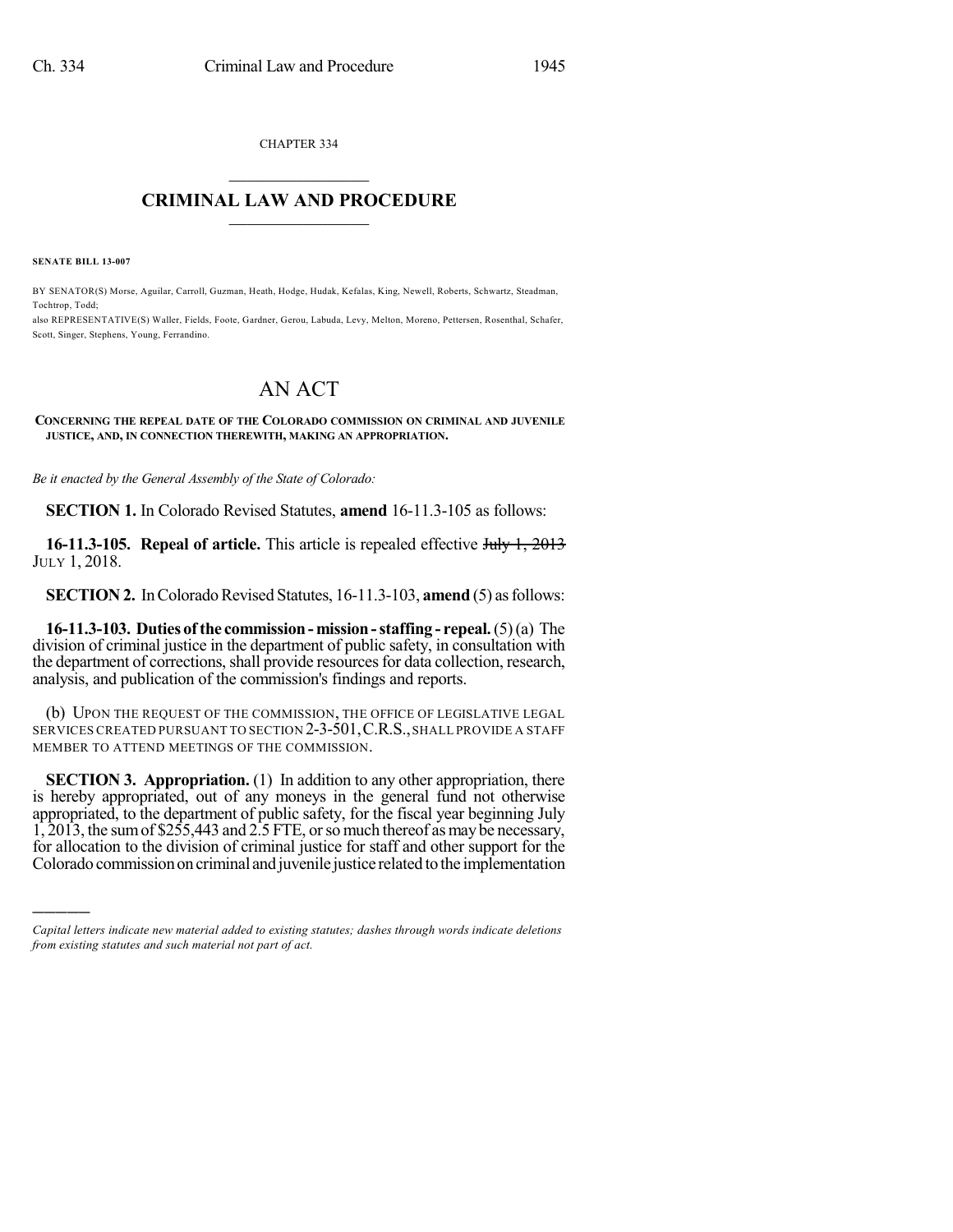CHAPTER 334

# CRIMINAL LAW AND PROCEDURE

**SENATE BILL 13-007**

BY SENATOR(S) Morse, Aguilar, Carroll, Guzman, Heath, Hodge, Hudak, Kefalas, King, Newell, Roberts, Schwartz, Steadman, Tochtrop, Todd;

also REPRESENTATIVE(S) Waller, Fields, Foote, Gardner, Gerou, Labuda, Levy, Melton, Moreno, Pettersen, Rosenthal, Schafer, Scott, Singer, Stephens, Young, Ferrandino.

# AN ACT

**CONCERNING THE REPEAL DATE OF THE COLORADO COMMISSION ON CRIMINAL AND JUVENILE JUSTICE, AND, IN CONNECTION THEREWITH, MAKING AN APPROPRIATION.**

*Be it enacted by the General Assembly of the State of Colorado:*

**SECTION 1.** In Colorado Revised Statutes, **amend** 16-11.3-105 as follows:

**16-11.3-105. Repeal of article.** This article is repealed effective ~~July 1, 2013~~ JULY 1, 2018.

**SECTION 2.** In Colorado Revised Statutes, 16-11.3-103, **amend** (5) as follows:

**16-11.3-103. Duties of the commission - mission - staffing - repeal.** (5) (a) The division of criminal justice in the department of public safety, in consultation with the department of corrections, shall provide resources for data collection, research, analysis, and publication of the commission's findings and reports.

(b) UPON THE REQUEST OF THE COMMISSION, THE OFFICE OF LEGISLATIVE LEGAL SERVICES CREATED PURSUANT TO SECTION 2-3-501, C.R.S., SHALL PROVIDE A STAFF MEMBER TO ATTEND MEETINGS OF THE COMMISSION.

**SECTION 3. Appropriation.** (1) In addition to any other appropriation, there is hereby appropriated, out of any moneys in the general fund not otherwise appropriated, to the department of public safety, for the fiscal year beginning July 1, 2013, the sum of $255,443 and 2.5 FTE, or so much thereof as may be necessary, for allocation to the division of criminal justice for staff and other support for the Colorado commission on criminal and juvenile justice related to the implementation

---

*Capital letters indicate new material added to existing statutes; dashes through words indicate deletions from existing statutes and such material not part of act.*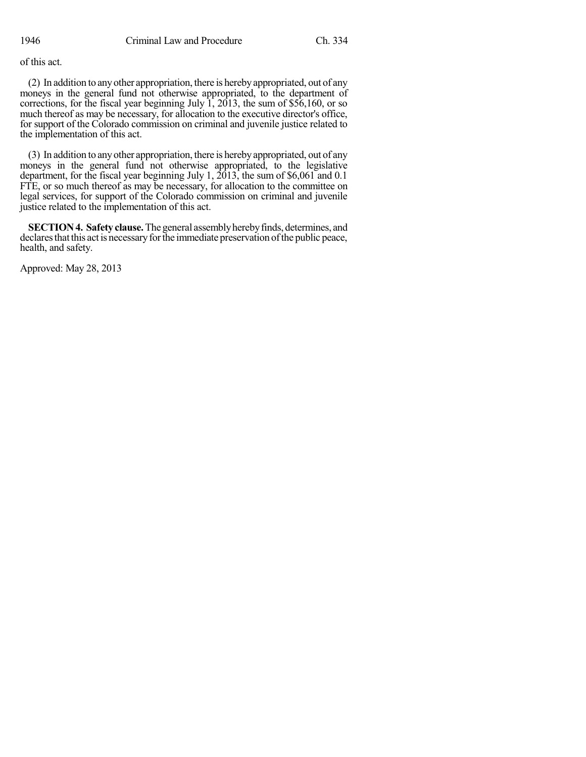of this act.

(2) In addition to any other appropriation, there is hereby appropriated, out of any moneys in the general fund not otherwise appropriated, to the department of corrections, for the fiscal year beginning July 1, 2013, the sum of $56,160, or so much thereof as may be necessary, for allocation to the executive director's office, for support of the Colorado commission on criminal and juvenile justice related to the implementation of this act.

(3) In addition to any other appropriation, there is hereby appropriated, out of any moneys in the general fund not otherwise appropriated, to the legislative department, for the fiscal year beginning July 1, 2013, the sum of $6,061 and 0.1 FTE, or so much thereof as may be necessary, for allocation to the committee on legal services, for support of the Colorado commission on criminal and juvenile justice related to the implementation of this act.

**SECTION 4. Safety clause.** The general assembly hereby finds, determines, and declares that this act is necessary for the immediate preservation of the public peace, health, and safety.

Approved: May 28, 2013